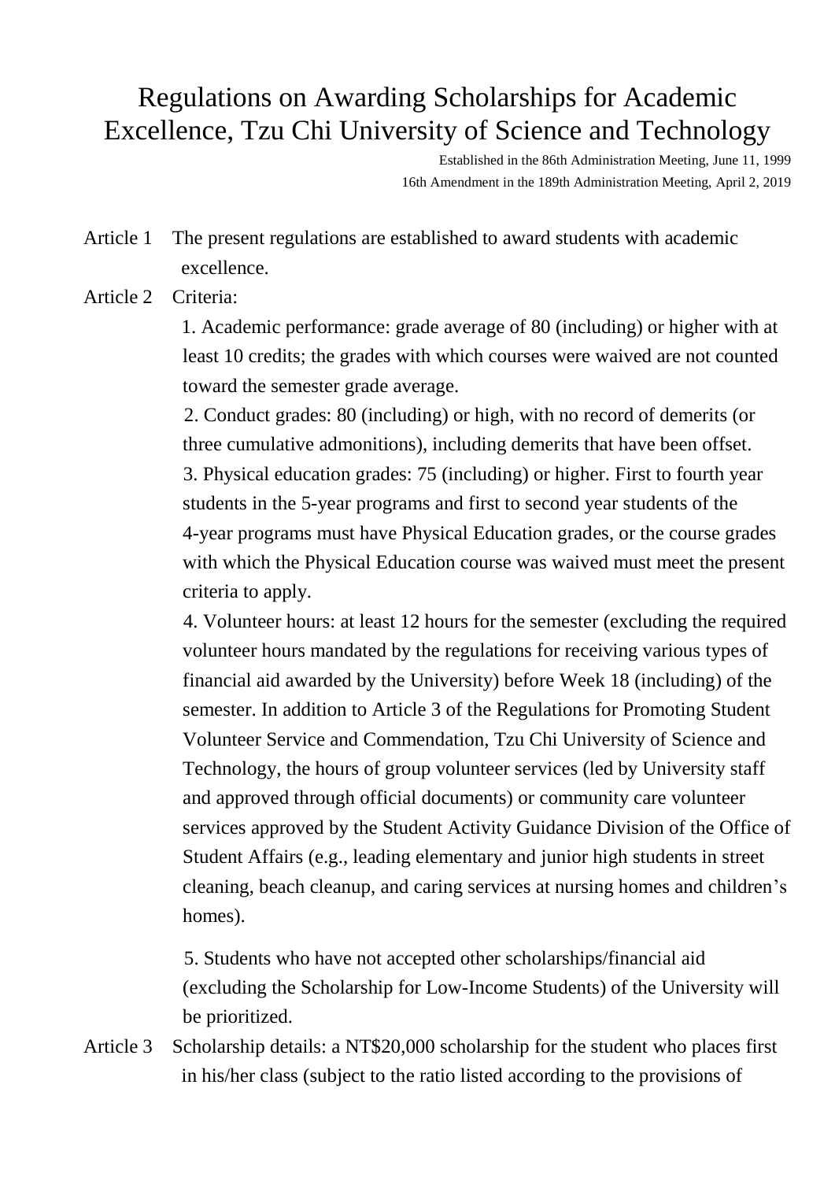# Regulations on Awarding Scholarships for Academic Excellence, Tzu Chi University of Science and Technology

Established in the 86th Administration Meeting, June 11, 1999

16th Amendment in the 189th Administration Meeting, April 2, 2019

Article 1 The present regulations are established to award students with academic excellence.

Article 2 Criteria:

1. Academic performance: grade average of 80 (including) or higher with at least 10 credits; the grades with which courses were waived are not counted toward the semester grade average.
2. Conduct grades: 80 (including) or high, with no record of demerits (or three cumulative admonitions), including demerits that have been offset.
3. Physical education grades: 75 (including) or higher. First to fourth year students in the 5-year programs and first to second year students of the 4-year programs must have Physical Education grades, or the course grades with which the Physical Education course was waived must meet the present criteria to apply.
4. Volunteer hours: at least 12 hours for the semester (excluding the required volunteer hours mandated by the regulations for receiving various types of financial aid awarded by the University) before Week 18 (including) of the semester. In addition to Article 3 of the Regulations for Promoting Student Volunteer Service and Commendation, Tzu Chi University of Science and Technology, the hours of group volunteer services (led by University staff and approved through official documents) or community care volunteer services approved by the Student Activity Guidance Division of the Office of Student Affairs (e.g., leading elementary and junior high students in street cleaning, beach cleanup, and caring services at nursing homes and children's homes).
5. Students who have not accepted other scholarships/financial aid (excluding the Scholarship for Low-Income Students) of the University will be prioritized.

Article 3 Scholarship details: a NT$20,000 scholarship for the student who places first in his/her class (subject to the ratio listed according to the provisions of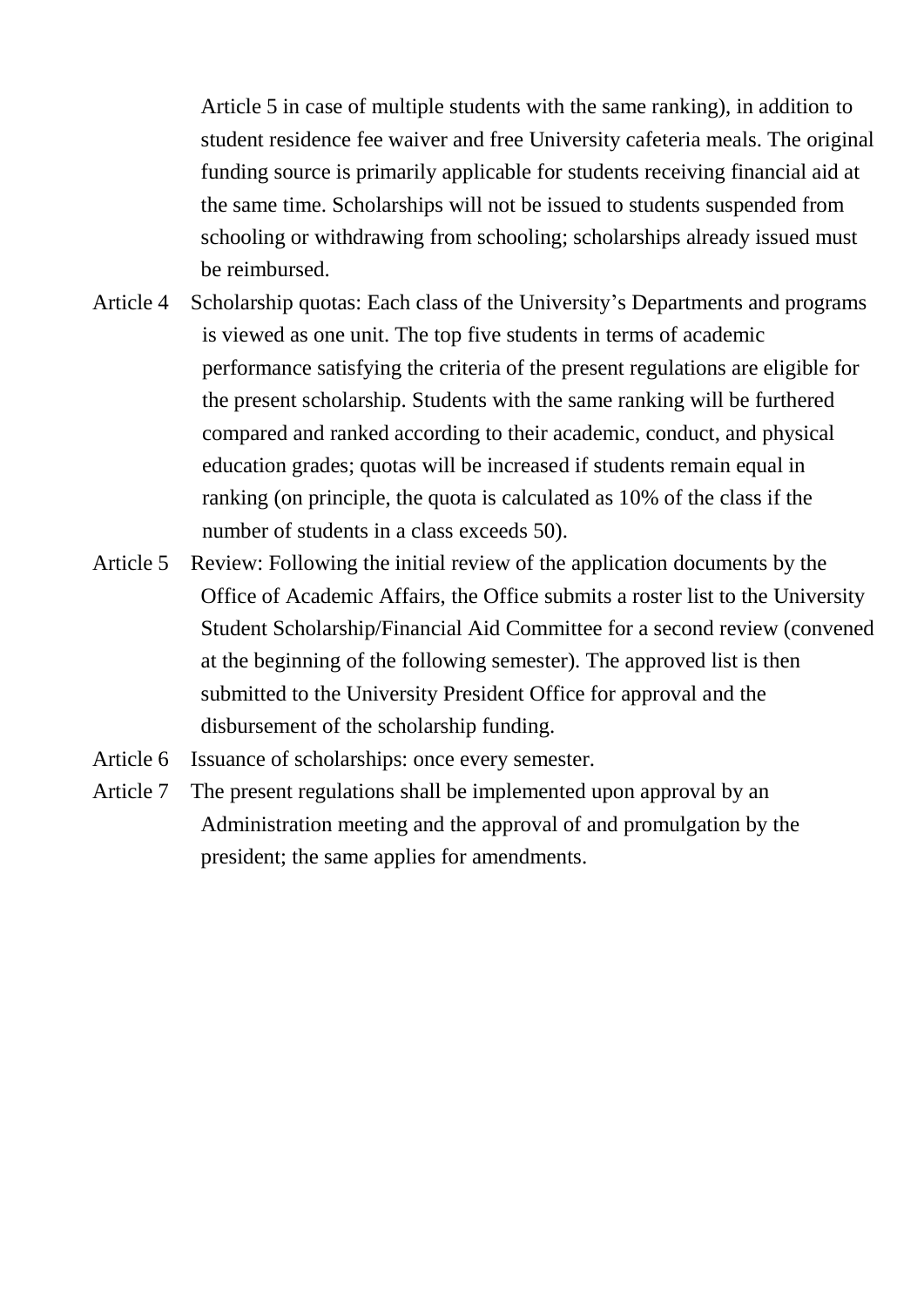Article 5 in case of multiple students with the same ranking), in addition to student residence fee waiver and free University cafeteria meals. The original funding source is primarily applicable for students receiving financial aid at the same time. Scholarships will not be issued to students suspended from schooling or withdrawing from schooling; scholarships already issued must be reimbursed.

Article 4 Scholarship quotas: Each class of the University's Departments and programs is viewed as one unit. The top five students in terms of academic performance satisfying the criteria of the present regulations are eligible for the present scholarship. Students with the same ranking will be furthered compared and ranked according to their academic, conduct, and physical education grades; quotas will be increased if students remain equal in ranking (on principle, the quota is calculated as 10% of the class if the number of students in a class exceeds 50).

Article 5 Review: Following the initial review of the application documents by the Office of Academic Affairs, the Office submits a roster list to the University Student Scholarship/Financial Aid Committee for a second review (convened at the beginning of the following semester). The approved list is then submitted to the University President Office for approval and the disbursement of the scholarship funding.

Article 6 Issuance of scholarships: once every semester.

Article 7 The present regulations shall be implemented upon approval by an Administration meeting and the approval of and promulgation by the president; the same applies for amendments.